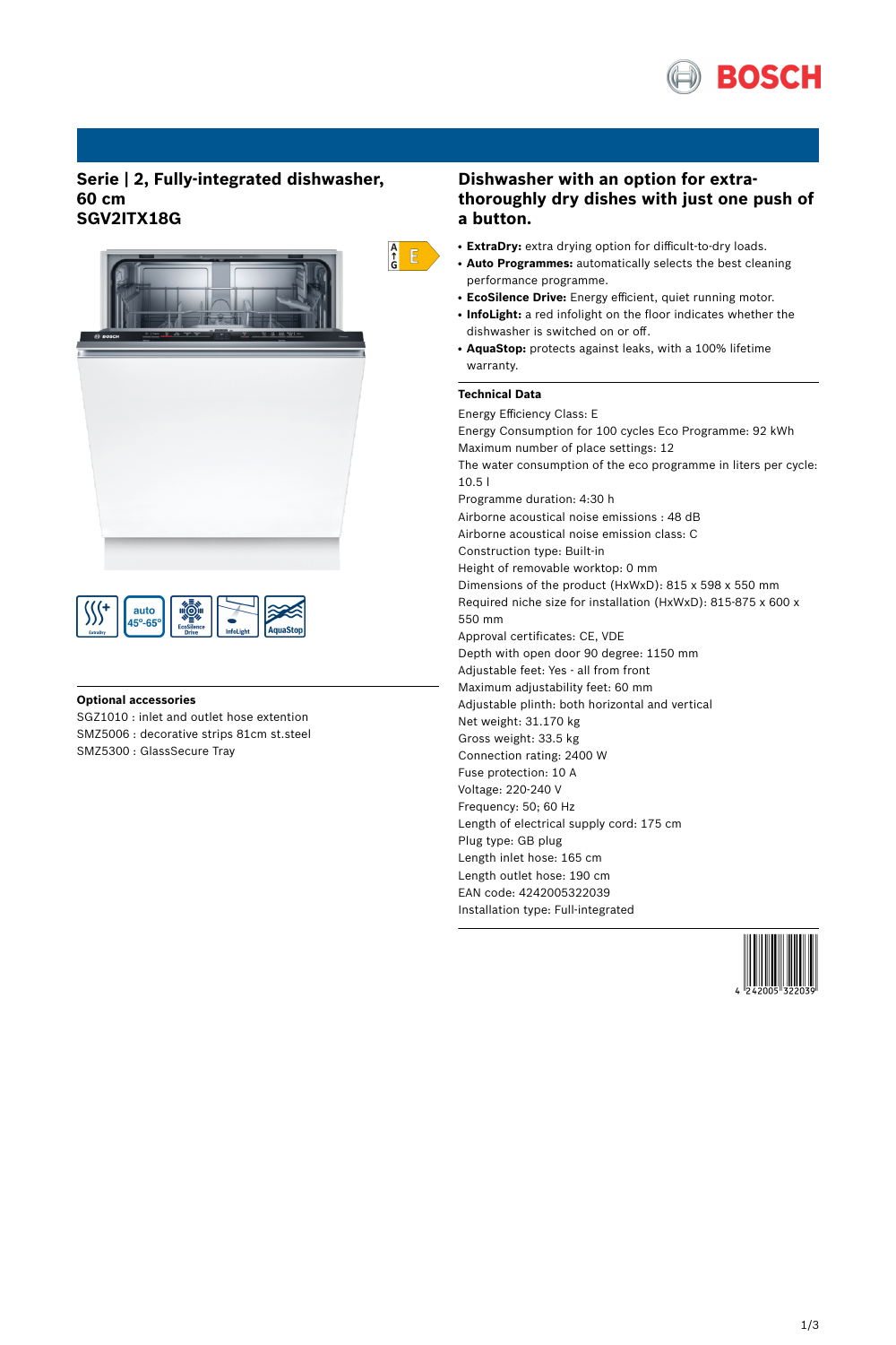# Serie | 2, Fully-integrated dishwasher, 60 cm
# SGV2ITX18G

### Optional accessories

SGZ1010 : inlet and outlet hose extention
SMZ5006 : decorative strips 81cm st.steel
SMZ5300 : GlassSecure Tray

## Dishwasher with an option for extra-thoroughly dry dishes with just one push of a button.

- **ExtraDry:** extra drying option for difficult-to-dry loads.
- **Auto Programmes:** automatically selects the best cleaning performance programme.
- **EcoSilence Drive:** Energy efficient, quiet running motor.
- **InfoLight:** a red infolight on the floor indicates whether the dishwasher is switched on or off.
- **AquaStop:** protects against leaks, with a 100% lifetime warranty.

### Technical Data

Energy Efficiency Class: E
Energy Consumption for 100 cycles Eco Programme: 92 kWh
Maximum number of place settings: 12
The water consumption of the eco programme in liters per cycle: 10.5 l
Programme duration: 4:30 h
Airborne acoustical noise emissions : 48 dB
Airborne acoustical noise emission class: C
Construction type: Built-in
Height of removable worktop: 0 mm
Dimensions of the product (HxWxD): 815 x 598 x 550 mm
Required niche size for installation (HxWxD): 815-875 x 600 x 550 mm
Approval certificates: CE, VDE
Depth with open door 90 degree: 1150 mm
Adjustable feet: Yes - all from front
Maximum adjustability feet: 60 mm
Adjustable plinth: both horizontal and vertical
Net weight: 31.170 kg
Gross weight: 33.5 kg
Connection rating: 2400 W
Fuse protection: 10 A
Voltage: 220-240 V
Frequency: 50; 60 Hz
Length of electrical supply cord: 175 cm
Plug type: GB plug
Length inlet hose: 165 cm
Length outlet hose: 190 cm
EAN code: 4242005322039
Installation type: Full-integrated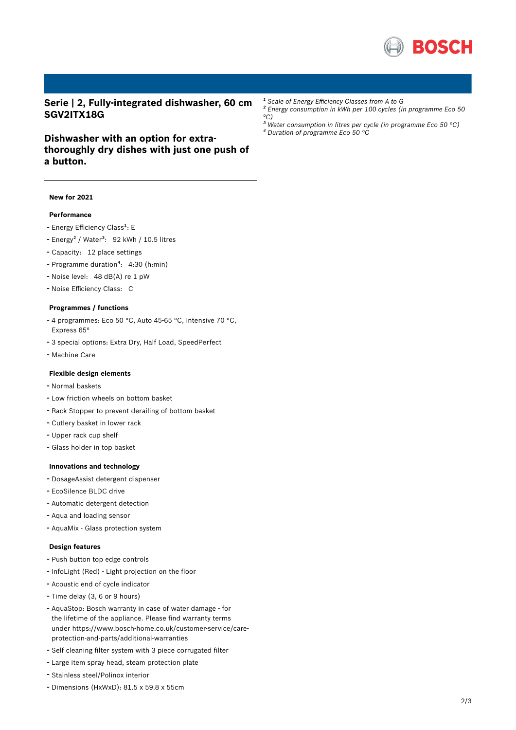## Serie | 2, Fully-integrated dishwasher, 60 cm SGV2ITX18G

## Dishwasher with an option for extra-thoroughly dry dishes with just one push of a button.

[1] *Scale of Energy Efficiency Classes from A to G*
[2] *Energy consumption in kWh per 100 cycles (in programme Eco 50 °C)*
[3] *Water consumption in litres per cycle (in programme Eco 50 °C)*
[4] *Duration of programme Eco 50 °C*

**New for 2021**

**Performance**

- Energy Efficiency Class[1]: E
- Energy[2] / Water[3]: 92 kWh / 10.5 litres
- Capacity: 12 place settings
- Programme duration[4]: 4:30 (h:min)
- Noise level: 48 dB(A) re 1 pW
- Noise Efficiency Class: C

**Programmes / functions**

- 4 programmes: Eco 50 °C, Auto 45-65 °C, Intensive 70 °C, Express 65°
- 3 special options: Extra Dry, Half Load, SpeedPerfect
- Machine Care

**Flexible design elements**

- Normal baskets
- Low friction wheels on bottom basket
- Rack Stopper to prevent derailing of bottom basket
- Cutlery basket in lower rack
- Upper rack cup shelf
- Glass holder in top basket

**Innovations and technology**

- DosageAssist detergent dispenser
- EcoSilence BLDC drive
- Automatic detergent detection
- Aqua and loading sensor
- AquaMix - Glass protection system

**Design features**

- Push button top edge controls
- InfoLight (Red) - Light projection on the floor
- Acoustic end of cycle indicator
- Time delay (3, 6 or 9 hours)
- AquaStop: Bosch warranty in case of water damage - for the lifetime of the appliance. Please find warranty terms under https://www.bosch-home.co.uk/customer-service/care-protection-and-parts/additional-warranties
- Self cleaning filter system with 3 piece corrugated filter
- Large item spray head, steam protection plate
- Stainless steel/Polinox interior
- Dimensions (HxWxD): 81.5 x 59.8 x 55cm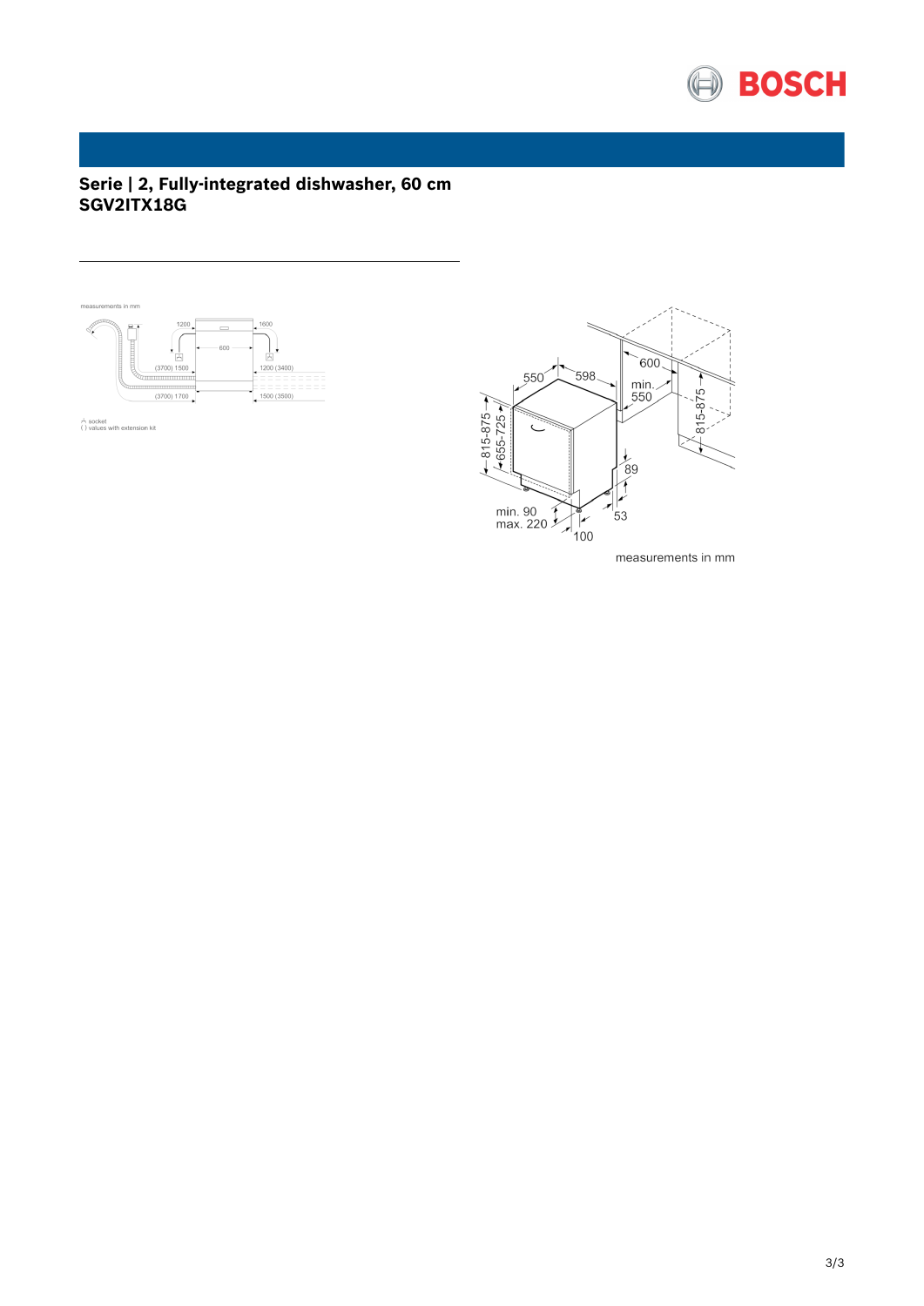**Serie | 2, Fully-integrated dishwasher, 60 cm**
**SGV2ITX18G**

measurements in mm

1200
1600
600
(3700) 1500
1200 (3400)
(3700) 1700
1500 (3500)

socket
( ) values with extension kit

550
598
600
min. 550
815-875
655-725
815-875
89
min. 90
max. 220
53
100

measurements in mm